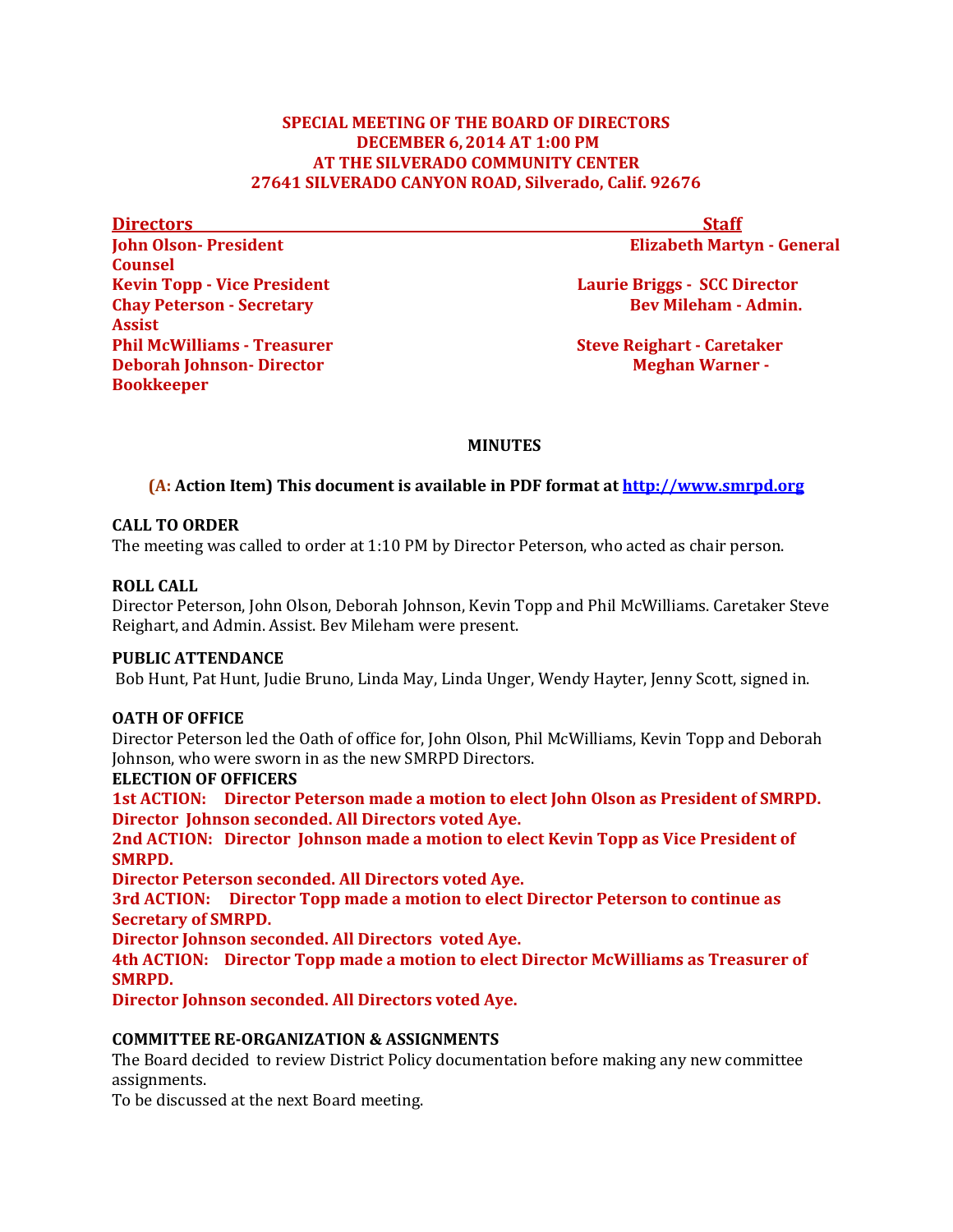**SPECIAL MEETING OF THE BOARD OF DIRECTORS**
**DECEMBER 6, 2014 AT 1:00 PM**
**AT THE SILVERADO COMMUNITY CENTER**
**27641 SILVERADO CANYON ROAD, Silverado, Calif. 92676**

| Directors | Staff |
|---|---|
| John Olson- President | Elizabeth Martyn - General Counsel |
| Kevin Topp - Vice President | Laurie Briggs - SCC Director |
| Chay Peterson - Secretary | Bev Mileham - Admin. Assist |
| Phil McWilliams - Treasurer | Steve Reighart - Caretaker |
| Deborah Johnson- Director | Meghan Warner - Bookkeeper |

# MINUTES

**(A: Action Item) This document is available in PDF format at http://www.smrpd.org**

**CALL TO ORDER**
The meeting was called to order at 1:10 PM by Director Peterson, who acted as chair person.

**ROLL CALL**
Director Peterson, John Olson, Deborah Johnson, Kevin Topp and Phil McWilliams. Caretaker Steve Reighart, and Admin. Assist. Bev Mileham were present.

**PUBLIC ATTENDANCE**
Bob Hunt, Pat Hunt, Judie Bruno, Linda May, Linda Unger, Wendy Hayter, Jenny Scott, signed in.

**OATH OF OFFICE**
Director Peterson led the Oath of office for, John Olson, Phil McWilliams, Kevin Topp and Deborah Johnson, who were sworn in as the new SMRPD Directors.

**ELECTION OF OFFICERS**

**1st ACTION: Director Peterson made a motion to elect John Olson as President of SMRPD. Director Johnson seconded. All Directors voted Aye.**

**2nd ACTION: Director Johnson made a motion to elect Kevin Topp as Vice President of SMRPD.**
**Director Peterson seconded. All Directors voted Aye.**

**3rd ACTION: Director Topp made a motion to elect Director Peterson to continue as Secretary of SMRPD.**
**Director Johnson seconded. All Directors voted Aye.**

**4th ACTION: Director Topp made a motion to elect Director McWilliams as Treasurer of SMRPD.**
**Director Johnson seconded. All Directors voted Aye.**

**COMMITTEE RE-ORGANIZATION & ASSIGNMENTS**
The Board decided to review District Policy documentation before making any new committee assignments.
To be discussed at the next Board meeting.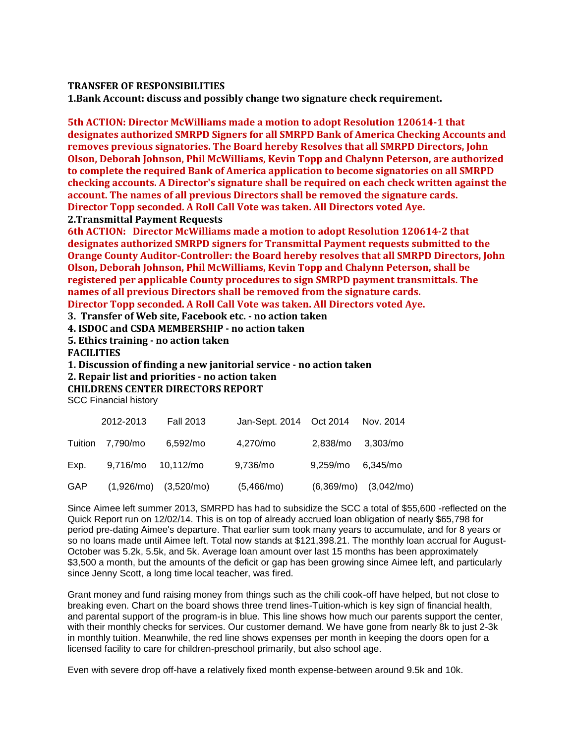**TRANSFER OF RESPONSIBILITIES**

**1.Bank Account: discuss and possibly change two signature check requirement.**

**5th ACTION: Director McWilliams made a motion to adopt Resolution 120614-1 that designates authorized SMRPD Signers for all SMRPD Bank of America Checking Accounts and removes previous signatories. The Board hereby Resolves that all SMRPD Directors, John Olson, Deborah Johnson, Phil McWilliams, Kevin Topp and Chalynn Peterson, are authorized to complete the required Bank of America application to become signatories on all SMRPD checking accounts. A Director's signature shall be required on each check written against the account. The names of all previous Directors shall be removed the signature cards. Director Topp seconded. A Roll Call Vote was taken. All Directors voted Aye.**

**2.Transmittal Payment Requests**

**6th ACTION: Director McWilliams made a motion to adopt Resolution 120614-2 that designates authorized SMRPD signers for Transmittal Payment requests submitted to the Orange County Auditor-Controller: the Board hereby resolves that all SMRPD Directors, John Olson, Deborah Johnson, Phil McWilliams, Kevin Topp and Chalynn Peterson, shall be registered per applicable County procedures to sign SMRPD payment transmittals. The names of all previous Directors shall be removed from the signature cards. Director Topp seconded. A Roll Call Vote was taken. All Directors voted Aye.**

**3. Transfer of Web site, Facebook etc. - no action taken**

**4. ISDOC and CSDA MEMBERSHIP - no action taken**

**5. Ethics training - no action taken**

**FACILITIES**

**1. Discussion of finding a new janitorial service - no action taken**

**2. Repair list and priorities - no action taken**

**CHILDRENS CENTER DIRECTORS REPORT**

SCC Financial history

| | 2012-2013 | Fall 2013 | Jan-Sept. 2014 | Oct 2014 | Nov. 2014 |
|---|---|---|---|---|---|
| Tuition | 7,790/mo | 6,592/mo | 4,270/mo | 2,838/mo | 3,303/mo |
| Exp. | 9,716/mo | 10,112/mo | 9,736/mo | 9,259/mo | 6,345/mo |
| GAP | (1,926/mo) | (3,520/mo) | (5,466/mo) | (6,369/mo) | (3,042/mo) |

Since Aimee left summer 2013, SMRPD has had to subsidize the SCC a total of $55,600 -reflected on the Quick Report run on 12/02/14. This is on top of already accrued loan obligation of nearly $65,798 for period pre-dating Aimee's departure. That earlier sum took many years to accumulate, and for 8 years or so no loans made until Aimee left. Total now stands at $121,398.21. The monthly loan accrual for August-October was 5.2k, 5.5k, and 5k. Average loan amount over last 15 months has been approximately $3,500 a month, but the amounts of the deficit or gap has been growing since Aimee left, and particularly since Jenny Scott, a long time local teacher, was fired.

Grant money and fund raising money from things such as the chili cook-off have helped, but not close to breaking even. Chart on the board shows three trend lines-Tuition-which is key sign of financial health, and parental support of the program-is in blue. This line shows how much our parents support the center, with their monthly checks for services. Our customer demand. We have gone from nearly 8k to just 2-3k in monthly tuition. Meanwhile, the red line shows expenses per month in keeping the doors open for a licensed facility to care for children-preschool primarily, but also school age.

Even with severe drop off-have a relatively fixed month expense-between around 9.5k and 10k.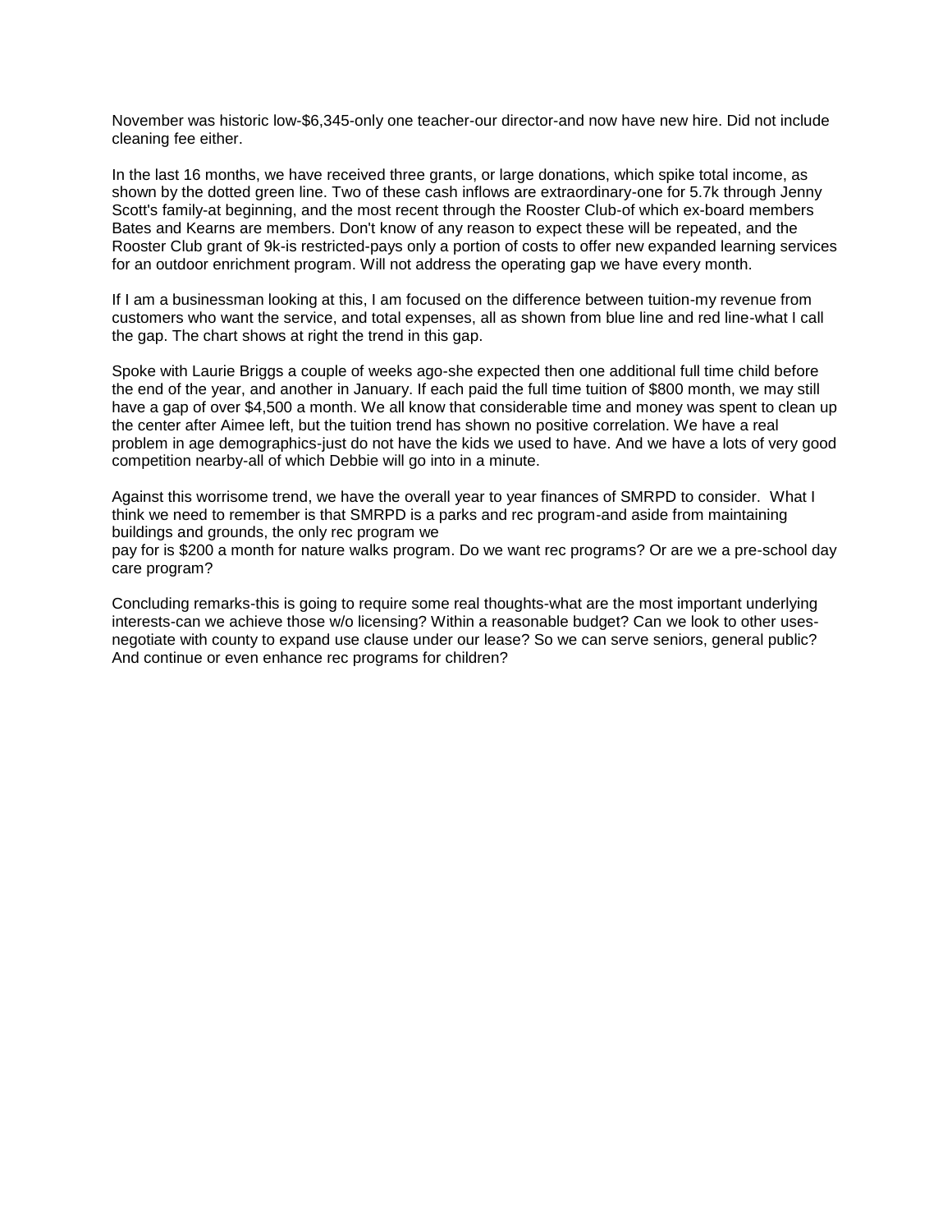November was historic low-$6,345-only one teacher-our director-and now have new hire. Did not include cleaning fee either.

In the last 16 months, we have received three grants, or large donations, which spike total income, as shown by the dotted green line. Two of these cash inflows are extraordinary-one for 5.7k through Jenny Scott's family-at beginning, and the most recent through the Rooster Club-of which ex-board members Bates and Kearns are members. Don't know of any reason to expect these will be repeated, and the Rooster Club grant of 9k-is restricted-pays only a portion of costs to offer new expanded learning services for an outdoor enrichment program. Will not address the operating gap we have every month.

If I am a businessman looking at this, I am focused on the difference between tuition-my revenue from customers who want the service, and total expenses, all as shown from blue line and red line-what I call the gap. The chart shows at right the trend in this gap.

Spoke with Laurie Briggs a couple of weeks ago-she expected then one additional full time child before the end of the year, and another in January. If each paid the full time tuition of $800 month, we may still have a gap of over $4,500 a month. We all know that considerable time and money was spent to clean up the center after Aimee left, but the tuition trend has shown no positive correlation. We have a real problem in age demographics-just do not have the kids we used to have. And we have a lots of very good competition nearby-all of which Debbie will go into in a minute.

Against this worrisome trend, we have the overall year to year finances of SMRPD to consider. What I think we need to remember is that SMRPD is a parks and rec program-and aside from maintaining buildings and grounds, the only rec program we
pay for is $200 a month for nature walks program. Do we want rec programs? Or are we a pre-school day care program?

Concluding remarks-this is going to require some real thoughts-what are the most important underlying interests-can we achieve those w/o licensing? Within a reasonable budget? Can we look to other uses-negotiate with county to expand use clause under our lease? So we can serve seniors, general public? And continue or even enhance rec programs for children?